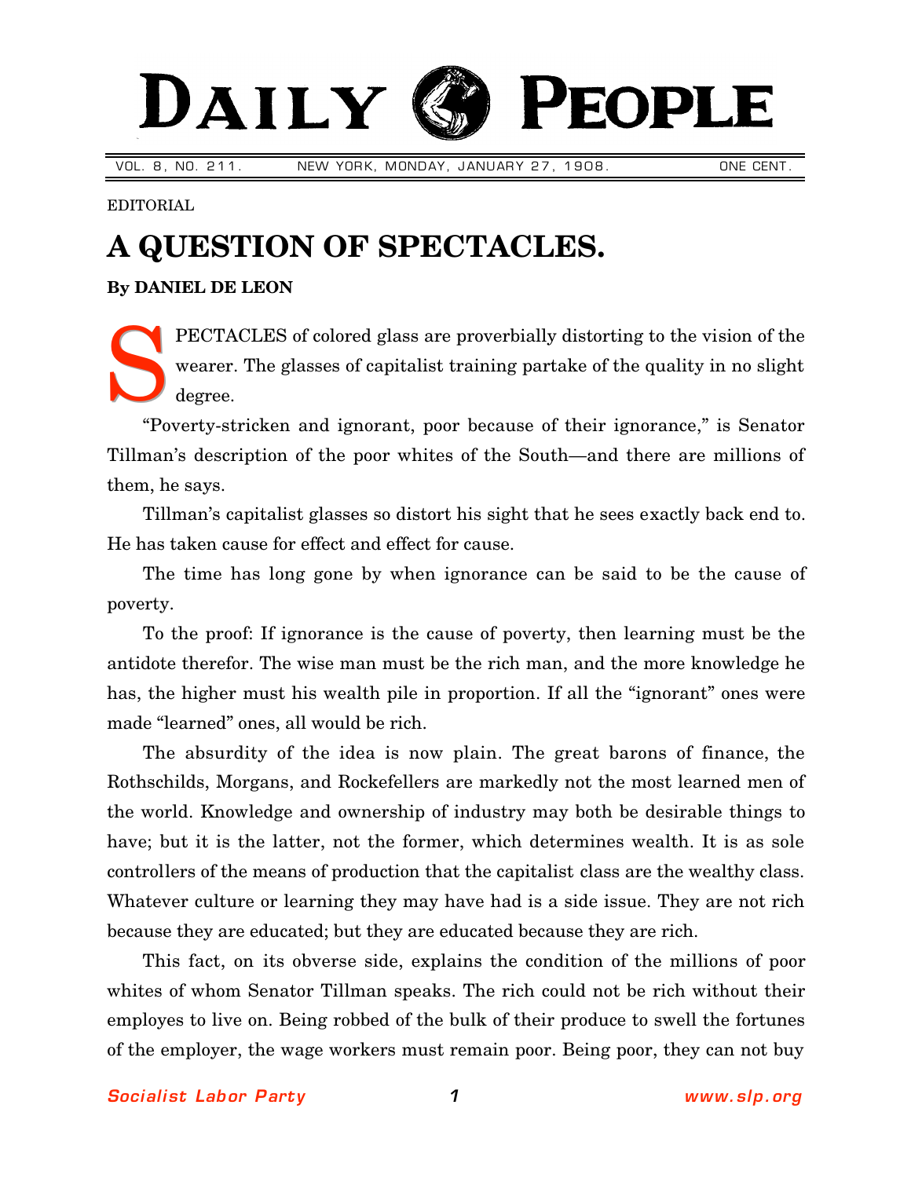# DAILY PEOPLE

VOL. 8, NO. 211. NEW YORK, MONDAY, JANUARY 27, 1908. ONE CENT.

EDITORIAL

## A QUESTION OF SPECTACLES.

**By DANIEL DE LEON**

SPECTACLES of colored glass are proverbially distorting to the vision of the wearer. The glasses of capitalist training partake of the quality in no slight degree.

"Poverty-stricken and ignorant, poor because of their ignorance," is Senator Tillman's description of the poor whites of the South—and there are millions of them, he says.

Tillman's capitalist glasses so distort his sight that he sees exactly back end to. He has taken cause for effect and effect for cause.

The time has long gone by when ignorance can be said to be the cause of poverty.

To the proof: If ignorance is the cause of poverty, then learning must be the antidote therefor. The wise man must be the rich man, and the more knowledge he has, the higher must his wealth pile in proportion. If all the "ignorant" ones were made "learned" ones, all would be rich.

The absurdity of the idea is now plain. The great barons of finance, the Rothschilds, Morgans, and Rockefellers are markedly not the most learned men of the world. Knowledge and ownership of industry may both be desirable things to have; but it is the latter, not the former, which determines wealth. It is as sole controllers of the means of production that the capitalist class are the wealthy class. Whatever culture or learning they may have had is a side issue. They are not rich because they are educated; but they are educated because they are rich.

This fact, on its obverse side, explains the condition of the millions of poor whites of whom Senator Tillman speaks. The rich could not be rich without their employes to live on. Being robbed of the bulk of their produce to swell the fortunes of the employer, the wage workers must remain poor. Being poor, they can not buy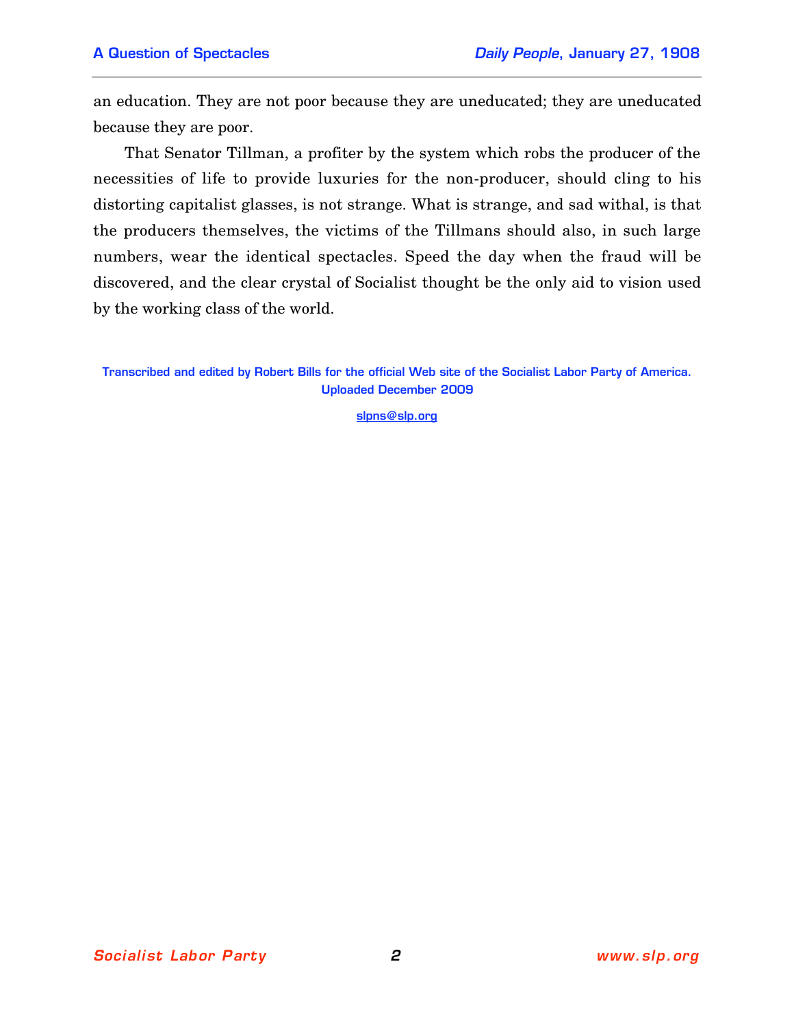an education. They are not poor because they are uneducated; they are uneducated because they are poor.

That Senator Tillman, a profiter by the system which robs the producer of the necessities of life to provide luxuries for the non-producer, should cling to his distorting capitalist glasses, is not strange. What is strange, and sad withal, is that the producers themselves, the victims of the Tillmans should also, in such large numbers, wear the identical spectacles. Speed the day when the fraud will be discovered, and the clear crystal of Socialist thought be the only aid to vision used by the working class of the world.

**Transcribed and edited by Robert Bills for the official Web site of the Socialist Labor Party of America. Uploaded December 2009**

slpns@slp.org